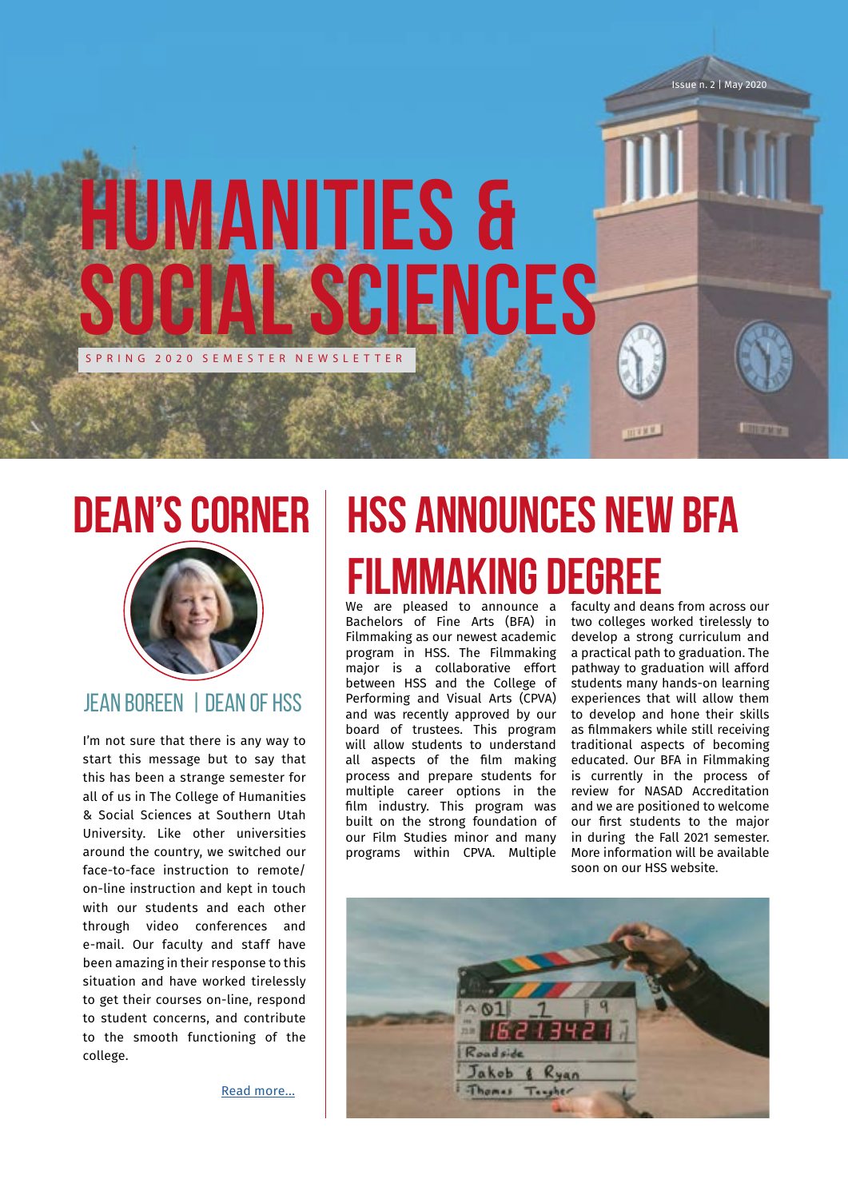Issue n. 2 | May 2020

# HUMANITIES & SOCIAL SCIENCES

SPRING 2020 SEMESTER NEWSLETTER

## DEAN'S CORNER

### JEAN BOREEN | DEAN OF HSS

I'm not sure that there is any way to start this message but to say that this has been a strange semester for all of us in The College of Humanities & Social Sciences at Southern Utah University. Like other universities around the country, we switched our face-to-face instruction to remote/on-line instruction and kept in touch with our students and each other through video conferences and e-mail. Our faculty and staff have been amazing in their response to this situation and have worked tirelessly to get their courses on-line, respond to student concerns, and contribute to the smooth functioning of the college.

Read more...

## HSS ANNOUNCES NEW BFA FILMMAKING DEGREE

We are pleased to announce a Bachelors of Fine Arts (BFA) in Filmmaking as our newest academic program in HSS. The Filmmaking major is a collaborative effort between HSS and the College of Performing and Visual Arts (CPVA) and was recently approved by our board of trustees. This program will allow students to understand all aspects of the film making process and prepare students for multiple career options in the film industry. This program was built on the strong foundation of our Film Studies minor and many programs within CPVA. Multiple faculty and deans from across our two colleges worked tirelessly to develop a strong curriculum and a practical path to graduation. The pathway to graduation will afford students many hands-on learning experiences that will allow them to develop and hone their skills as filmmakers while still receiving traditional aspects of becoming educated. Our BFA in Filmmaking is currently in the process of review for NASAD Accreditation and we are positioned to welcome our first students to the major in during the Fall 2021 semester. More information will be available soon on our HSS website.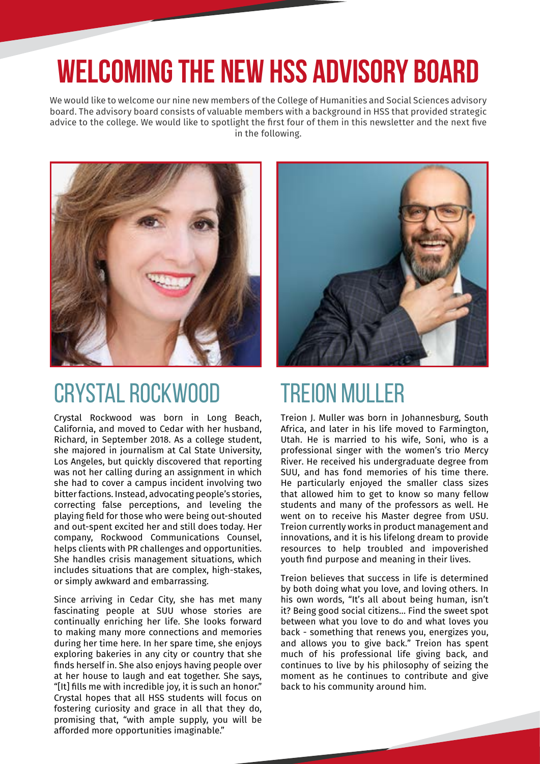# WELCOMING THE NEW HSS ADVISORY BOARD

We would like to welcome our nine new members of the College of Humanities and Social Sciences advisory board. The advisory board consists of valuable members with a background in HSS that provided strategic advice to the college. We would like to spotlight the first four of them in this newsletter and the next five in the following.

## CRYSTAL ROCKWOOD

Crystal Rockwood was born in Long Beach, California, and moved to Cedar with her husband, Richard, in September 2018. As a college student, she majored in journalism at Cal State University, Los Angeles, but quickly discovered that reporting was not her calling during an assignment in which she had to cover a campus incident involving two bitter factions. Instead, advocating people's stories, correcting false perceptions, and leveling the playing field for those who were being out-shouted and out-spent excited her and still does today. Her company, Rockwood Communications Counsel, helps clients with PR challenges and opportunities. She handles crisis management situations, which includes situations that are complex, high-stakes, or simply awkward and embarrassing.

Since arriving in Cedar City, she has met many fascinating people at SUU whose stories are continually enriching her life. She looks forward to making many more connections and memories during her time here. In her spare time, she enjoys exploring bakeries in any city or country that she finds herself in. She also enjoys having people over at her house to laugh and eat together. She says, "[It] fills me with incredible joy, it is such an honor." Crystal hopes that all HSS students will focus on fostering curiosity and grace in all that they do, promising that, "with ample supply, you will be afforded more opportunities imaginable."

## TREION MULLER

Treion J. Muller was born in Johannesburg, South Africa, and later in his life moved to Farmington, Utah. He is married to his wife, Soni, who is a professional singer with the women's trio Mercy River. He received his undergraduate degree from SUU, and has fond memories of his time there. He particularly enjoyed the smaller class sizes that allowed him to get to know so many fellow students and many of the professors as well. He went on to receive his Master degree from USU. Treion currently works in product management and innovations, and it is his lifelong dream to provide resources to help troubled and impoverished youth find purpose and meaning in their lives.

Treion believes that success in life is determined by both doing what you love, and loving others. In his own words, "It's all about being human, isn't it? Being good social citizens... Find the sweet spot between what you love to do and what loves you back - something that renews you, energizes you, and allows you to give back." Treion has spent much of his professional life giving back, and continues to live by his philosophy of seizing the moment as he continues to contribute and give back to his community around him.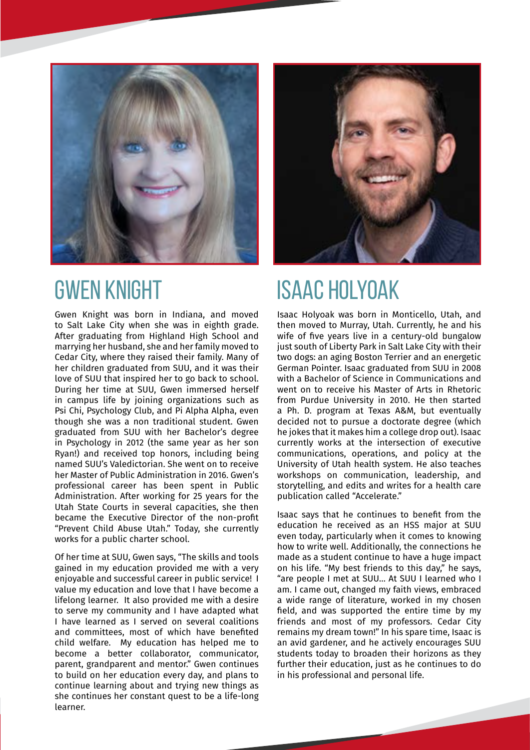## GWEN KNIGHT

Gwen Knight was born in Indiana, and moved to Salt Lake City when she was in eighth grade. After graduating from Highland High School and marrying her husband, she and her family moved to Cedar City, where they raised their family. Many of her children graduated from SUU, and it was their love of SUU that inspired her to go back to school. During her time at SUU, Gwen immersed herself in campus life by joining organizations such as Psi Chi, Psychology Club, and Pi Alpha Alpha, even though she was a non traditional student. Gwen graduated from SUU with her Bachelor's degree in Psychology in 2012 (the same year as her son Ryan!) and received top honors, including being named SUU's Valedictorian. She went on to receive her Master of Public Administration in 2016. Gwen's professional career has been spent in Public Administration. After working for 25 years for the Utah State Courts in several capacities, she then became the Executive Director of the non-profit "Prevent Child Abuse Utah." Today, she currently works for a public charter school.

Of her time at SUU, Gwen says, "The skills and tools gained in my education provided me with a very enjoyable and successful career in public service! I value my education and love that I have become a lifelong learner. It also provided me with a desire to serve my community and I have adapted what I have learned as I served on several coalitions and committees, most of which have benefited child welfare. My education has helped me to become a better collaborator, communicator, parent, grandparent and mentor." Gwen continues to build on her education every day, and plans to continue learning about and trying new things as she continues her constant quest to be a life-long learner.

## ISAAC HOLYOAK

Isaac Holyoak was born in Monticello, Utah, and then moved to Murray, Utah. Currently, he and his wife of five years live in a century-old bungalow just south of Liberty Park in Salt Lake City with their two dogs: an aging Boston Terrier and an energetic German Pointer. Isaac graduated from SUU in 2008 with a Bachelor of Science in Communications and went on to receive his Master of Arts in Rhetoric from Purdue University in 2010. He then started a Ph. D. program at Texas A&M, but eventually decided not to pursue a doctorate degree (which he jokes that it makes him a college drop out). Isaac currently works at the intersection of executive communications, operations, and policy at the University of Utah health system. He also teaches workshops on communication, leadership, and storytelling, and edits and writes for a health care publication called "Accelerate."

Isaac says that he continues to benefit from the education he received as an HSS major at SUU even today, particularly when it comes to knowing how to write well. Additionally, the connections he made as a student continue to have a huge impact on his life. "My best friends to this day," he says, "are people I met at SUU... At SUU I learned who I am. I came out, changed my faith views, embraced a wide range of literature, worked in my chosen field, and was supported the entire time by my friends and most of my professors. Cedar City remains my dream town!" In his spare time, Isaac is an avid gardener, and he actively encourages SUU students today to broaden their horizons as they further their education, just as he continues to do in his professional and personal life.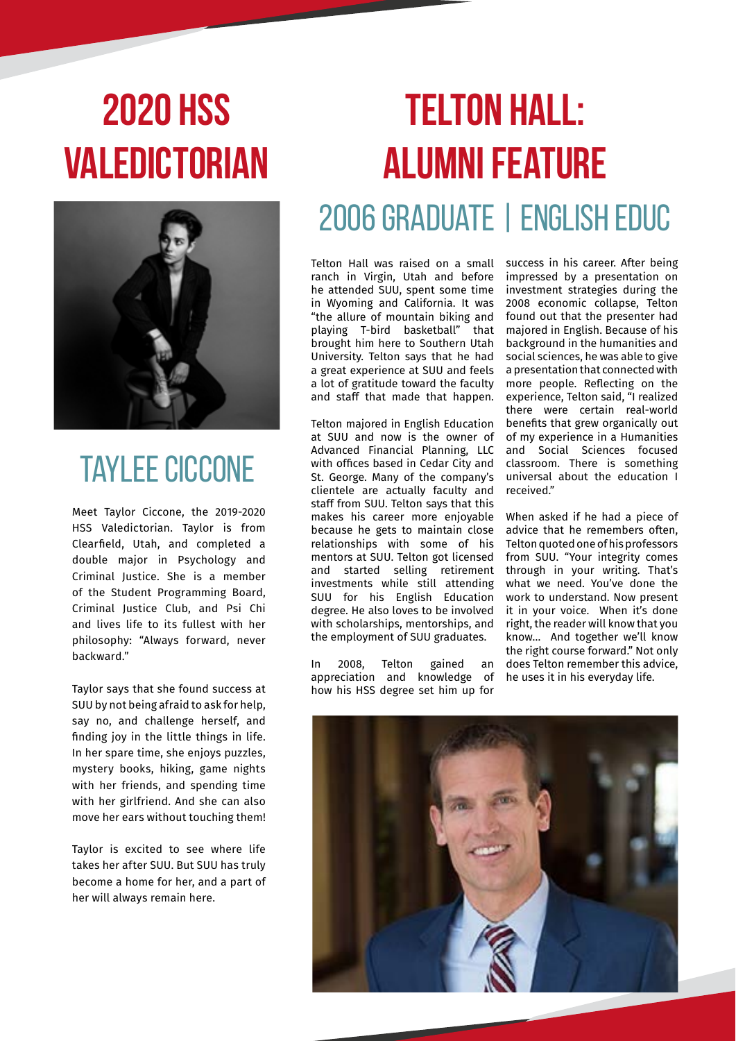# 2020 HSS Valedictorian

## Taylee Ciccone

Meet Taylor Ciccone, the 2019-2020 HSS Valedictorian. Taylor is from Clearfield, Utah, and completed a double major in Psychology and Criminal Justice. She is a member of the Student Programming Board, Criminal Justice Club, and Psi Chi and lives life to its fullest with her philosophy: "Always forward, never backward."

Taylor says that she found success at SUU by not being afraid to ask for help, say no, and challenge herself, and finding joy in the little things in life. In her spare time, she enjoys puzzles, mystery books, hiking, game nights with her friends, and spending time with her girlfriend. And she can also move her ears without touching them!

Taylor is excited to see where life takes her after SUU. But SUU has truly become a home for her, and a part of her will always remain here.

# Telton Hall: Alumni Feature

## 2006 Graduate | English Educ

Telton Hall was raised on a small ranch in Virgin, Utah and before he attended SUU, spent some time in Wyoming and California. It was "the allure of mountain biking and playing T-bird basketball" that brought him here to Southern Utah University. Telton says that he had a great experience at SUU and feels a lot of gratitude toward the faculty and staff that made that happen.

Telton majored in English Education at SUU and now is the owner of Advanced Financial Planning, LLC with offices based in Cedar City and St. George. Many of the company's clientele are actually faculty and staff from SUU. Telton says that this makes his career more enjoyable because he gets to maintain close relationships with some of his mentors at SUU. Telton got licensed and started selling retirement investments while still attending SUU for his English Education degree. He also loves to be involved with scholarships, mentorships, and the employment of SUU graduates.

In 2008, Telton gained an appreciation and knowledge of how his HSS degree set him up for success in his career. After being impressed by a presentation on investment strategies during the 2008 economic collapse, Telton found out that the presenter had majored in English. Because of his background in the humanities and social sciences, he was able to give a presentation that connected with more people. Reflecting on the experience, Telton said, "I realized there were certain real-world benefits that grew organically out of my experience in a Humanities and Social Sciences focused classroom. There is something universal about the education I received."

When asked if he had a piece of advice that he remembers often, Telton quoted one of his professors from SUU. "Your integrity comes through in your writing. That's what we need. You've done the work to understand. Now present it in your voice. When it's done right, the reader will know that you know... And together we'll know the right course forward." Not only does Telton remember this advice, he uses it in his everyday life.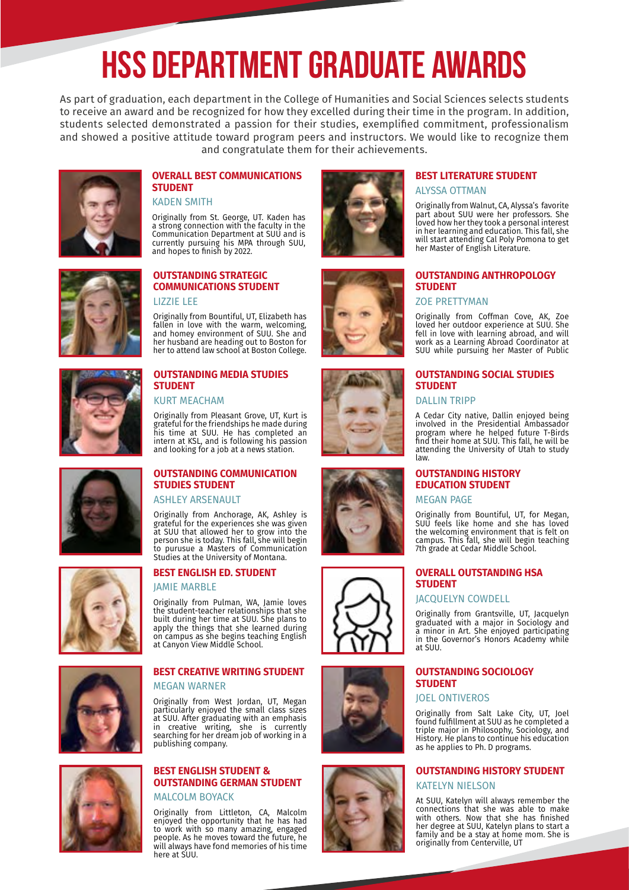# HSS DEPARTMENT GRADUATE AWARDS

As part of graduation, each department in the College of Humanities and Social Sciences selects students to receive an award and be recognized for how they excelled during their time in the program. In addition, students selected demonstrated a passion for their studies, exemplified commitment, professionalism and showed a positive attitude toward program peers and instructors. We would like to recognize them and congratulate them for their achievements.

### OVERALL BEST COMMUNICATIONS STUDENT

KADEN SMITH

Originally from St. George, UT. Kaden has a strong connection with the faculty in the Communication Department at SUU and is currently pursuing his MPA through SUU, and hopes to finish by 2022.

### OUTSTANDING STRATEGIC COMMUNICATIONS STUDENT

LIZZIE LEE

Originally from Bountiful, UT, Elizabeth has fallen in love with the warm, welcoming, and homey environment of SUU. She and her husband are heading out to Boston for her to attend law school at Boston College.

### OUTSTANDING MEDIA STUDIES STUDENT

KURT MEACHAM

Originally from Pleasant Grove, UT, Kurt is grateful for the friendships he made during his time at SUU. He has completed an intern at KSL, and is following his passion and looking for a job at a news station.

### OUTSTANDING COMMUNICATION STUDIES STUDENT

ASHLEY ARSENAULT

Originally from Anchorage, AK, Ashley is grateful for the experiences she was given at SUU that allowed her to grow into the person she is today. This fall, she will begin to purusue a Masters of Communication Studies at the University of Montana.

### BEST ENGLISH ED. STUDENT

JAMIE MARBLE

Originally from Pulman, WA, Jamie loves the student-teacher relationships that she built during her time at SUU. She plans to apply the things that she learned during on campus as she begins teaching English at Canyon View Middle School.

### BEST CREATIVE WRITING STUDENT

MEGAN WARNER

Originally from West Jordan, UT, Megan particularly enjoyed the small class sizes at SUU. After graduating with an emphasis in creative writing, she is currently searching for her dream job of working in a publishing company.

### BEST ENGLISH STUDENT & OUTSTANDING GERMAN STUDENT

MALCOLM BOYACK

Originally from Littleton, CA, Malcolm enjoyed the opportunity that he has had to work with so many amazing, engaged people. As he moves toward the future, he will always have fond memories of his time here at SUU.

### BEST LITERATURE STUDENT

ALYSSA OTTMAN

Originally from Walnut, CA, Alyssa's favorite part about SUU were her professors. She loved how her they took a personal interest in her learning and education. This fall, she will start attending Cal Poly Pomona to get her Master of English Literature.

### OUTSTANDING ANTHROPOLOGY STUDENT

ZOE PRETTYMAN

Originally from Coffman Cove, AK, Zoe loved her outdoor experience at SUU. She fell in love with learning abroad, and will work as a Learning Abroad Coordinator at SUU while pursuing her Master of Public

### OUTSTANDING SOCIAL STUDIES STUDENT

DALLIN TRIPP

A Cedar City native, Dallin enjoyed being involved in the Presidential Ambassador program where he helped future T-Birds find their home at SUU. This fall, he will be attending the University of Utah to study law.

### OUTSTANDING HISTORY EDUCATION STUDENT

MEGAN PAGE

Originally from Bountiful, UT, for Megan, SUU feels like home and she has loved the welcoming environment that is felt on campus. This fall, she will begin teaching 7th grade at Cedar Middle School.

### OVERALL OUTSTANDING HSA STUDENT

JACQUELYN COWDELL

Originally from Grantsville, UT, Jacquelyn graduated with a major in Sociology and a minor in Art. She enjoyed participating in the Governor's Honors Academy while at SUU.

### OUTSTANDING SOCIOLOGY STUDENT

JOEL ONTIVEROS

Originally from Salt Lake City, UT, Joel found fulfillment at SUU as he completed a triple major in Philosophy, Sociology, and History. He plans to continue his education as he applies to Ph. D programs.

### OUTSTANDING HISTORY STUDENT

KATELYN NIELSON

At SUU, Katelyn will always remember the connections that she was able to make with others. Now that she has finished her degree at SUU, Katelyn plans to start a family and be a stay at home mom. She is originally from Centerville, UT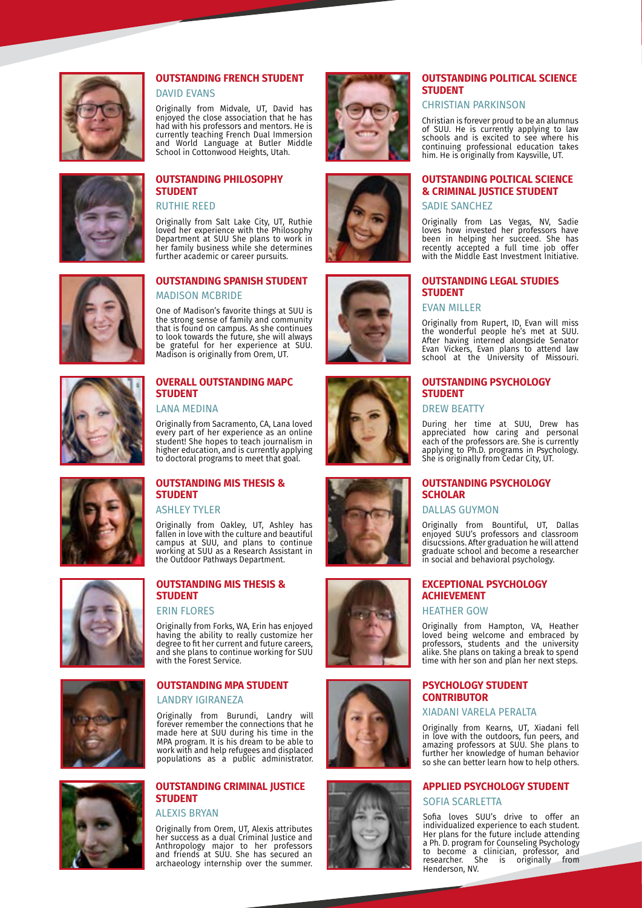### OUTSTANDING FRENCH STUDENT

DAVID EVANS

Originally from Midvale, UT, David has enjoyed the close association that he has had with his professors and mentors. He is currently teaching French Dual Immersion and World Language at Butler Middle School in Cottonwood Heights, Utah.

### OUTSTANDING PHILOSOPHY STUDENT

RUTHIE REED

Originally from Salt Lake City, UT, Ruthie loved her experience with the Philosophy Department at SUU She plans to work in her family business while she determines further academic or career pursuits.

### OUTSTANDING SPANISH STUDENT

MADISON MCBRIDE

One of Madison's favorite things at SUU is the strong sense of family and community that is found on campus. As she continues to look towards the future, she will always be grateful for her experience at SUU. Madison is originally from Orem, UT.

### OVERALL OUTSTANDING MAPC STUDENT

LANA MEDINA

Originally from Sacramento, CA, Lana loved every part of her experience as an online student! She hopes to teach journalism in higher education, and is currently applying to doctoral programs to meet that goal.

### OUTSTANDING MIS THESIS & STUDENT

ASHLEY TYLER

Originally from Oakley, UT, Ashley has fallen in love with the culture and beautiful campus at SUU, and plans to continue working at SUU as a Research Assistant in the Outdoor Pathways Department.

### OUTSTANDING MIS THESIS & STUDENT

ERIN FLORES

Originally from Forks, WA, Erin has enjoyed having the ability to really customize her degree to fit her current and future careers, and she plans to continue working for SUU with the Forest Service.

### OUTSTANDING MPA STUDENT

LANDRY IGIRANEZA

Originally from Burundi, Landry will forever remember the connections that he made here at SUU during his time in the MPA program. It is his dream to be able to work with and help refugees and displaced populations as a public administrator.

### OUTSTANDING CRIMINAL JUSTICE STUDENT

ALEXIS BRYAN

Originally from Orem, UT, Alexis attributes her success as a dual Criminal Justice and Anthropology major to her professors and friends at SUU. She has secured an archaeology internship over the summer.

### OUTSTANDING POLITICAL SCIENCE STUDENT

CHRISTIAN PARKINSON

Christian is forever proud to be an alumnus of SUU. He is currently applying to law schools and is excited to see where his continuing professional education takes him. He is originally from Kaysville, UT.

### OUTSTANDING POLTICAL SCIENCE & CRIMINAL JUSTICE STUDENT

SADIE SANCHEZ

Originally from Las Vegas, NV, Sadie loves how invested her professors have been in helping her succeed. She has recently accepted a full time job offer with the Middle East Investment Initiative.

### OUTSTANDING LEGAL STUDIES STUDENT

EVAN MILLER

Originally from Rupert, ID, Evan will miss the wonderful people he's met at SUU. After having interned alongside Senator Evan Vickers, Evan plans to attend law school at the University of Missouri.

### OUTSTANDING PSYCHOLOGY STUDENT

DREW BEATTY

During her time at SUU, Drew has appreciated how caring and personal each of the professors are. She is currently applying to Ph.D. programs in Psychology. She is originally from Cedar City, UT.

### OUTSTANDING PSYCHOLOGY SCHOLAR

DALLAS GUYMON

Originally from Bountiful, UT, Dallas enjoyed SUU's professors and classroom disucssions. After graduation he will attend graduate school and become a researcher in social and behavioral psychology.

### EXCEPTIONAL PSYCHOLOGY ACHIEVEMENT

HEATHER GOW

Originally from Hampton, VA, Heather loved being welcome and embraced by professors, students and the university alike. She plans on taking a break to spend time with her son and plan her next steps.

### PSYCHOLOGY STUDENT CONTRIBUTOR

XIADANI VARELA PERALTA

Originally from Kearns, UT, Xiadani fell in love with the outdoors, fun peers, and amazing professors at SUU. She plans to further her knowledge of human behavior so she can better learn how to help others.

### APPLIED PSYCHOLOGY STUDENT

SOFIA SCARLETTA

Sofia loves SUU's drive to offer an individualized experience to each student. Her plans for the future include attending a Ph. D. program for Counseling Psychology to become a clinician, professor, and researcher. She is originally from Henderson, NV.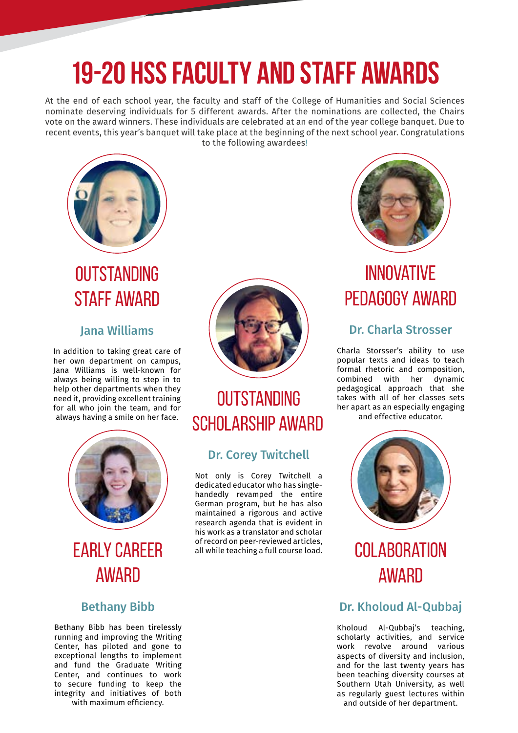# 19-20 HSS FACULTY AND STAFF AWARDS

At the end of each school year, the faculty and staff of the College of Humanities and Social Sciences nominate deserving individuals for 5 different awards. After the nominations are collected, the Chairs vote on the award winners. These individuals are celebrated at an end of the year college banquet. Due to recent events, this year's banquet will take place at the beginning of the next school year. Congratulations to the following awardees!

## OUTSTANDING STAFF AWARD

### Jana Williams

In addition to taking great care of her own department on campus, Jana Williams is well-known for always being willing to step in to help other departments when they need it, providing excellent training for all who join the team, and for always having a smile on her face.

## EARLY CAREER AWARD

### Bethany Bibb

Bethany Bibb has been tirelessly running and improving the Writing Center, has piloted and gone to exceptional lengths to implement and fund the Graduate Writing Center, and continues to work to secure funding to keep the integrity and initiatives of both with maximum efficiency.

## OUTSTANDING SCHOLARSHIP AWARD

### Dr. Corey Twitchell

Not only is Corey Twitchell a dedicated educator who has single-handedly revamped the entire German program, but he has also maintained a rigorous and active research agenda that is evident in his work as a translator and scholar of record on peer-reviewed articles, all while teaching a full course load.

## INNOVATIVE PEDAGOGY AWARD

### Dr. Charla Strosser

Charla Storsser's ability to use popular texts and ideas to teach formal rhetoric and composition, combined with her dynamic pedagogical approach that she takes with all of her classes sets her apart as an especially engaging and effective educator.

## COLABORATION AWARD

### Dr. Kholoud Al-Qubbaj

Kholoud Al-Qubbaj's teaching, scholarly activities, and service work revolve around various aspects of diversity and inclusion, and for the last twenty years has been teaching diversity courses at Southern Utah University, as well as regularly guest lectures within and outside of her department.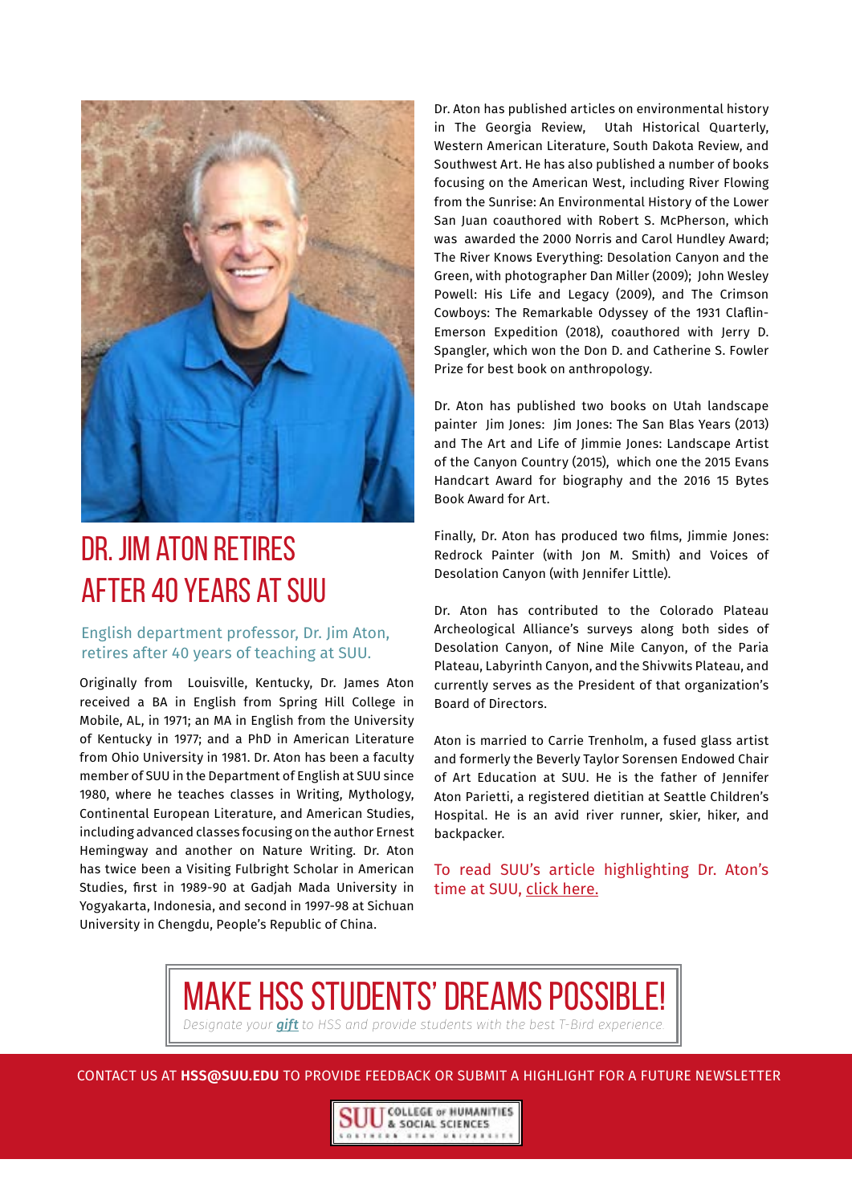# DR. JIM ATON RETIRES AFTER 40 YEARS AT SUU

English department professor, Dr. Jim Aton, retires after 40 years of teaching at SUU.

Originally from Louisville, Kentucky, Dr. James Aton received a BA in English from Spring Hill College in Mobile, AL, in 1971; an MA in English from the University of Kentucky in 1977; and a PhD in American Literature from Ohio University in 1981. Dr. Aton has been a faculty member of SUU in the Department of English at SUU since 1980, where he teaches classes in Writing, Mythology, Continental European Literature, and American Studies, including advanced classes focusing on the author Ernest Hemingway and another on Nature Writing. Dr. Aton has twice been a Visiting Fulbright Scholar in American Studies, first in 1989-90 at Gadjah Mada University in Yogyakarta, Indonesia, and second in 1997-98 at Sichuan University in Chengdu, People's Republic of China.

Dr. Aton has published articles on environmental history in The Georgia Review, Utah Historical Quarterly, Western American Literature, South Dakota Review, and Southwest Art. He has also published a number of books focusing on the American West, including River Flowing from the Sunrise: An Environmental History of the Lower San Juan coauthored with Robert S. McPherson, which was awarded the 2000 Norris and Carol Hundley Award; The River Knows Everything: Desolation Canyon and the Green, with photographer Dan Miller (2009); John Wesley Powell: His Life and Legacy (2009), and The Crimson Cowboys: The Remarkable Odyssey of the 1931 Claflin-Emerson Expedition (2018), coauthored with Jerry D. Spangler, which won the Don D. and Catherine S. Fowler Prize for best book on anthropology.

Dr. Aton has published two books on Utah landscape painter Jim Jones: Jim Jones: The San Blas Years (2013) and The Art and Life of Jimmie Jones: Landscape Artist of the Canyon Country (2015), which one the 2015 Evans Handcart Award for biography and the 2016 15 Bytes Book Award for Art.

Finally, Dr. Aton has produced two films, Jimmie Jones: Redrock Painter (with Jon M. Smith) and Voices of Desolation Canyon (with Jennifer Little).

Dr. Aton has contributed to the Colorado Plateau Archeological Alliance's surveys along both sides of Desolation Canyon, of Nine Mile Canyon, of the Paria Plateau, Labyrinth Canyon, and the Shivwits Plateau, and currently serves as the President of that organization's Board of Directors.

Aton is married to Carrie Trenholm, a fused glass artist and formerly the Beverly Taylor Sorensen Endowed Chair of Art Education at SUU. He is the father of Jennifer Aton Parietti, a registered dietitian at Seattle Children's Hospital. He is an avid river runner, skier, hiker, and backpacker.

To read SUU's article highlighting Dr. Aton's time at SUU, click here.

## MAKE HSS STUDENTS' DREAMS POSSIBLE!

*Designate your **gift** to HSS and provide students with the best T-Bird experience.*

CONTACT US AT **HSS@SUU.EDU** TO PROVIDE FEEDBACK OR SUBMIT A HIGHLIGHT FOR A FUTURE NEWSLETTER

SUU COLLEGE of HUMANITIES & SOCIAL SCIENCES